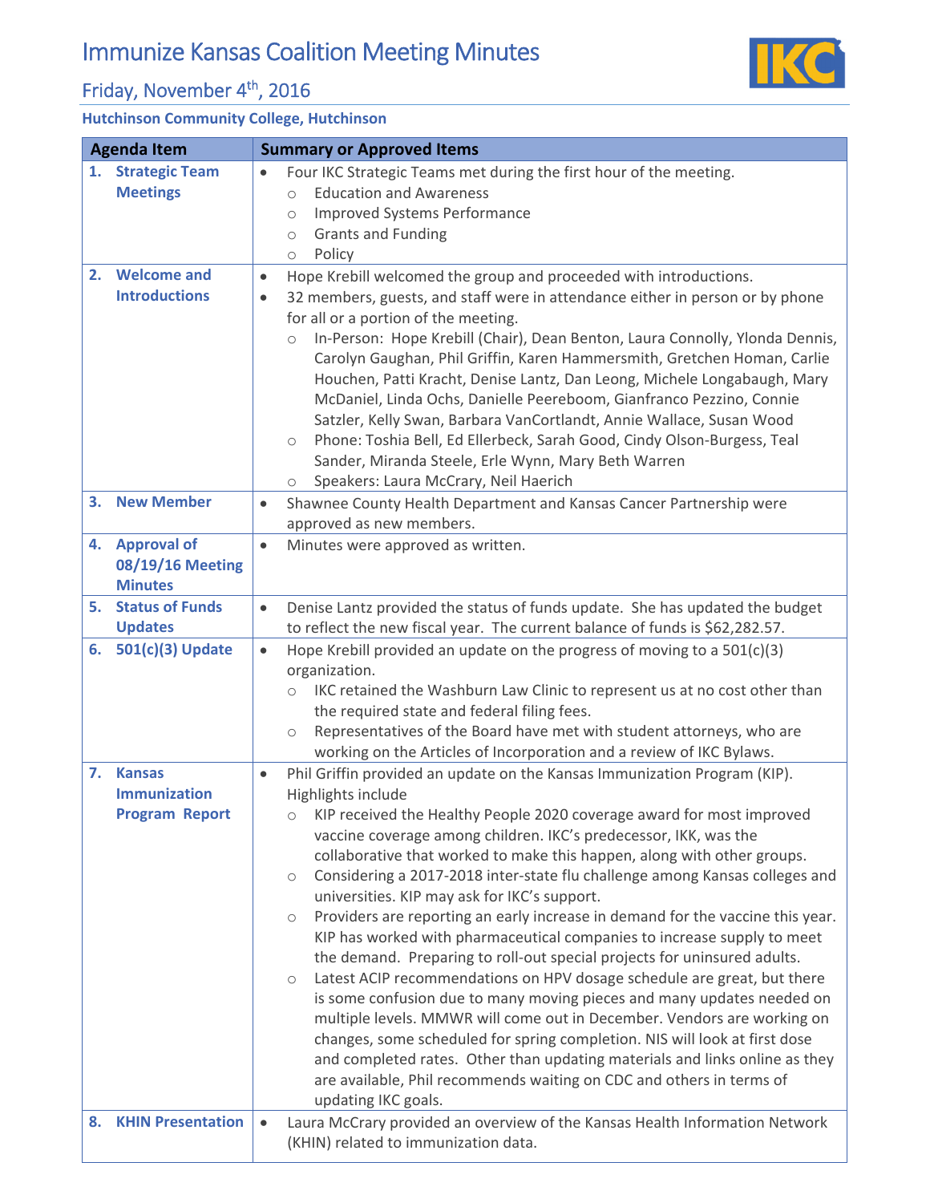# Immunize Kansas Coalition Meeting Minutes

## Friday, November 4th, 2016

**Hutchinson Community College, Hutchinson**

| Agenda Item | Summary or Approved Items |
|---|---|
| **1. Strategic Team Meetings** | • Four IKC Strategic Teams met during the first hour of the meeting.<br>  ○ Education and Awareness<br>  ○ Improved Systems Performance<br>  ○ Grants and Funding<br>  ○ Policy |
| **2. Welcome and Introductions** | • Hope Krebill welcomed the group and proceeded with introductions.<br>• 32 members, guests, and staff were in attendance either in person or by phone for all or a portion of the meeting.<br>  ○ In-Person: Hope Krebill (Chair), Dean Benton, Laura Connolly, Ylonda Dennis, Carolyn Gaughan, Phil Griffin, Karen Hammersmith, Gretchen Homan, Carlie Houchen, Patti Kracht, Denise Lantz, Dan Leong, Michele Longabaugh, Mary McDaniel, Linda Ochs, Danielle Peereboom, Gianfranco Pezzino, Connie Satzler, Kelly Swan, Barbara VanCortlandt, Annie Wallace, Susan Wood<br>  ○ Phone: Toshia Bell, Ed Ellerbeck, Sarah Good, Cindy Olson-Burgess, Teal Sander, Miranda Steele, Erle Wynn, Mary Beth Warren<br>  ○ Speakers: Laura McCrary, Neil Haerich |
| **3. New Member** | • Shawnee County Health Department and Kansas Cancer Partnership were approved as new members. |
| **4. Approval of 08/19/16 Meeting Minutes** | • Minutes were approved as written. |
| **5. Status of Funds Updates** | • Denise Lantz provided the status of funds update. She has updated the budget to reflect the new fiscal year. The current balance of funds is $62,282.57. |
| **6. 501(c)(3) Update** | • Hope Krebill provided an update on the progress of moving to a 501(c)(3) organization.<br>  ○ IKC retained the Washburn Law Clinic to represent us at no cost other than the required state and federal filing fees.<br>  ○ Representatives of the Board have met with student attorneys, who are working on the Articles of Incorporation and a review of IKC Bylaws. |
| **7. Kansas Immunization Program Report** | • Phil Griffin provided an update on the Kansas Immunization Program (KIP). Highlights include<br>  ○ KIP received the Healthy People 2020 coverage award for most improved vaccine coverage among children. IKC's predecessor, IKK, was the collaborative that worked to make this happen, along with other groups.<br>  ○ Considering a 2017-2018 inter-state flu challenge among Kansas colleges and universities. KIP may ask for IKC's support.<br>  ○ Providers are reporting an early increase in demand for the vaccine this year. KIP has worked with pharmaceutical companies to increase supply to meet the demand. Preparing to roll-out special projects for uninsured adults.<br>  ○ Latest ACIP recommendations on HPV dosage schedule are great, but there is some confusion due to many moving pieces and many updates needed on multiple levels. MMWR will come out in December. Vendors are working on changes, some scheduled for spring completion. NIS will look at first dose and completed rates. Other than updating materials and links online as they are available, Phil recommends waiting on CDC and others in terms of updating IKC goals. |
| **8. KHIN Presentation** | • Laura McCrary provided an overview of the Kansas Health Information Network (KHIN) related to immunization data. |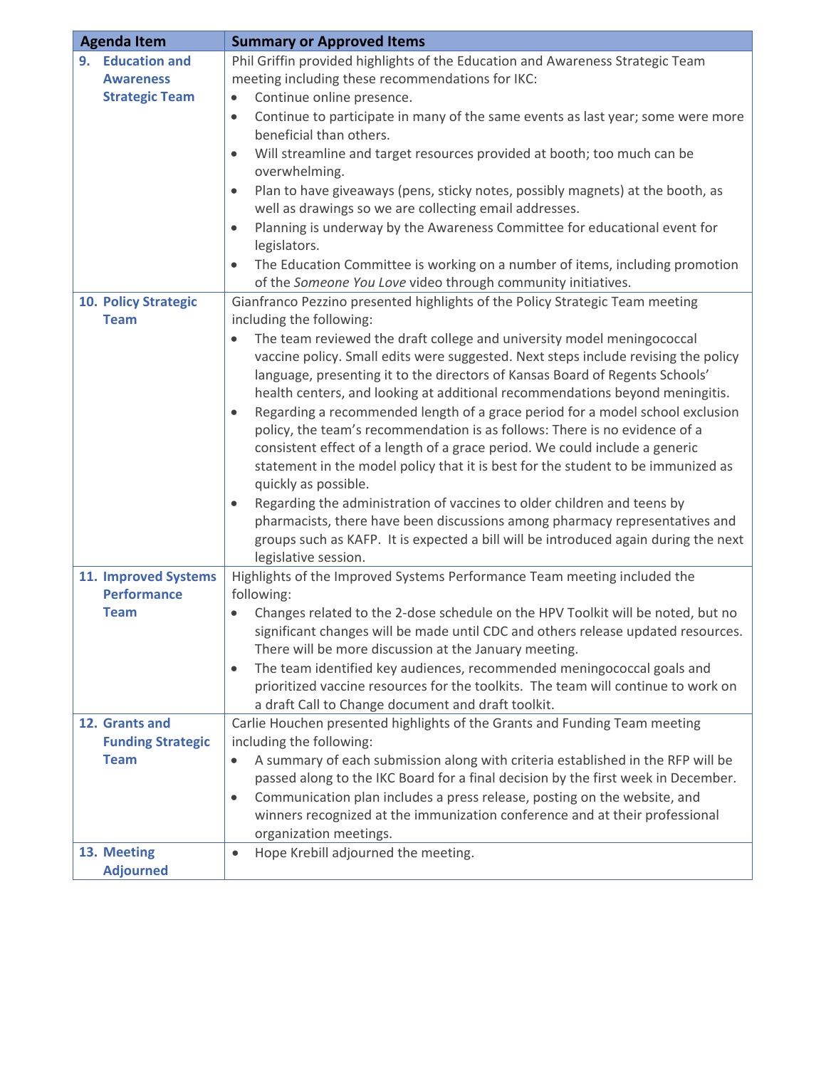| Agenda Item | Summary or Approved Items |
|---|---|
| 9. Education and Awareness Strategic Team | Phil Griffin provided highlights of the Education and Awareness Strategic Team meeting including these recommendations for IKC:<br>• Continue online presence.<br>• Continue to participate in many of the same events as last year; some were more beneficial than others.<br>• Will streamline and target resources provided at booth; too much can be overwhelming.<br>• Plan to have giveaways (pens, sticky notes, possibly magnets) at the booth, as well as drawings so we are collecting email addresses.<br>• Planning is underway by the Awareness Committee for educational event for legislators.<br>• The Education Committee is working on a number of items, including promotion of the *Someone You Love* video through community initiatives. |
| 10. Policy Strategic Team | Gianfranco Pezzino presented highlights of the Policy Strategic Team meeting including the following:<br>• The team reviewed the draft college and university model meningococcal vaccine policy. Small edits were suggested. Next steps include revising the policy language, presenting it to the directors of Kansas Board of Regents Schools' health centers, and looking at additional recommendations beyond meningitis.<br>• Regarding a recommended length of a grace period for a model school exclusion policy, the team's recommendation is as follows: There is no evidence of a consistent effect of a length of a grace period. We could include a generic statement in the model policy that it is best for the student to be immunized as quickly as possible.<br>• Regarding the administration of vaccines to older children and teens by pharmacists, there have been discussions among pharmacy representatives and groups such as KAFP. It is expected a bill will be introduced again during the next legislative session. |
| 11. Improved Systems Performance Team | Highlights of the Improved Systems Performance Team meeting included the following:<br>• Changes related to the 2-dose schedule on the HPV Toolkit will be noted, but no significant changes will be made until CDC and others release updated resources. There will be more discussion at the January meeting.<br>• The team identified key audiences, recommended meningococcal goals and prioritized vaccine resources for the toolkits. The team will continue to work on a draft Call to Change document and draft toolkit. |
| 12. Grants and Funding Strategic Team | Carlie Houchen presented highlights of the Grants and Funding Team meeting including the following:<br>• A summary of each submission along with criteria established in the RFP will be passed along to the IKC Board for a final decision by the first week in December.<br>• Communication plan includes a press release, posting on the website, and winners recognized at the immunization conference and at their professional organization meetings. |
| 13. Meeting Adjourned | • Hope Krebill adjourned the meeting. |